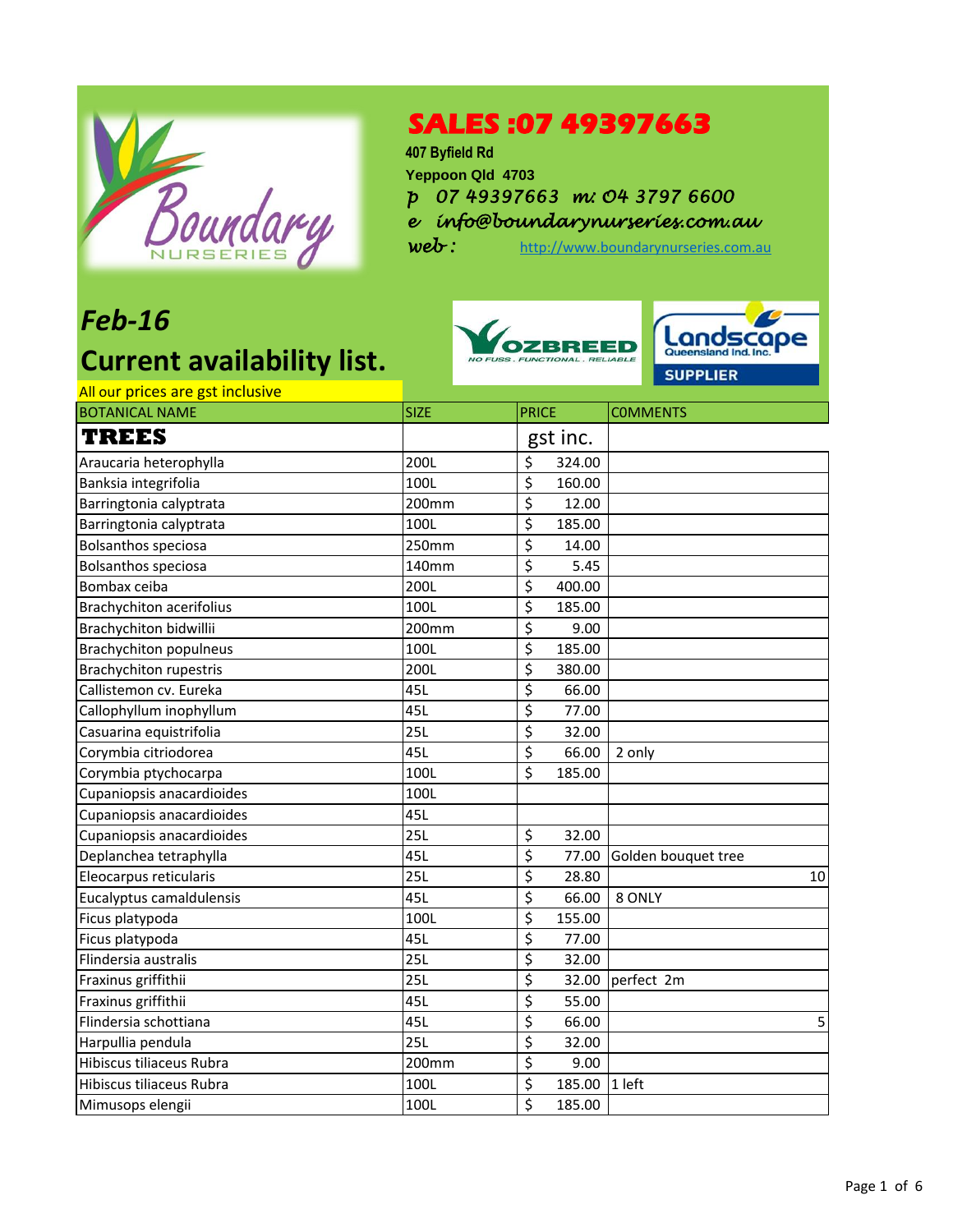# SALES :07 49397663

407 Byfield Rd
Yeppoon Qld 4703
p 07 49397663 m: 04 3797 6600
e info@boundarynurseries.com.au
web : http://www.boundarynurseries.com.au

## Feb-16

## Current availability list.

All our prices are gst inclusive

| BOTANICAL NAME | SIZE | PRICE | COMMENTS |
|---|---|---|---|
| **TREES** | | gst inc. | |
| Araucaria heterophylla | 200L | $ 324.00 | |
| Banksia integrifolia | 100L | $ 160.00 | |
| Barringtonia calyptrata | 200mm | $ 12.00 | |
| Barringtonia calyptrata | 100L | $ 185.00 | |
| Bolsanthos speciosa | 250mm | $ 14.00 | |
| Bolsanthos speciosa | 140mm | $ 5.45 | |
| Bombax ceiba | 200L | $ 400.00 | |
| Brachychiton acerifolius | 100L | $ 185.00 | |
| Brachychiton bidwillii | 200mm | $ 9.00 | |
| Brachychiton populneus | 100L | $ 185.00 | |
| Brachychiton rupestris | 200L | $ 380.00 | |
| Callistemon cv. Eureka | 45L | $ 66.00 | |
| Callophyllum inophyllum | 45L | $ 77.00 | |
| Casuarina equistrifolia | 25L | $ 32.00 | |
| Corymbia citriodorea | 45L | $ 66.00 | 2 only |
| Corymbia ptychocarpa | 100L | $ 185.00 | |
| Cupaniopsis anacardioides | 100L | | |
| Cupaniopsis anacardioides | 45L | | |
| Cupaniopsis anacardioides | 25L | $ 32.00 | |
| Deplanchea tetraphylla | 45L | $ 77.00 | Golden bouquet tree |
| Eleocarpus reticularis | 25L | $ 28.80 | 10 |
| Eucalyptus camaldulensis | 45L | $ 66.00 | 8 ONLY |
| Ficus platypoda | 100L | $ 155.00 | |
| Ficus platypoda | 45L | $ 77.00 | |
| Flindersia australis | 25L | $ 32.00 | |
| Fraxinus griffithii | 25L | $ 32.00 | perfect 2m |
| Fraxinus griffithii | 45L | $ 55.00 | |
| Flindersia schottiana | 45L | $ 66.00 | 5 |
| Harpullia pendula | 25L | $ 32.00 | |
| Hibiscus tiliaceus Rubra | 200mm | $ 9.00 | |
| Hibiscus tiliaceus Rubra | 100L | $ 185.00 | 1 left |
| Mimusops elengii | 100L | $ 185.00 | |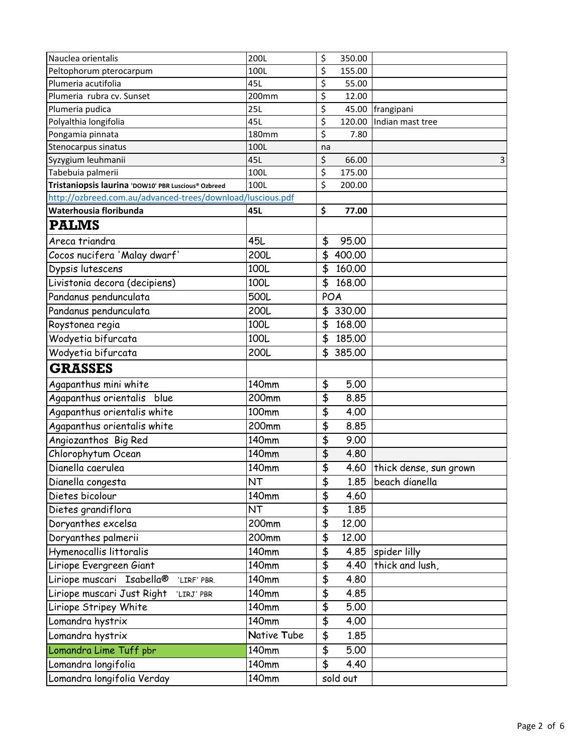| | | | |
|---|---|---|---|
| Nauclea orientalis | 200L | $ 350.00 | |
| Peltophorum pterocarpum | 100L | $ 155.00 | |
| Plumeria acutifolia | 45L | $ 55.00 | |
| Plumeria rubra cv. Sunset | 200mm | $ 12.00 | |
| Plumeria pudica | 25L | $ 45.00 | frangipani |
| Polyalthia longifolia | 45L | $ 120.00 | Indian mast tree |
| Pongamia pinnata | 180mm | $ 7.80 | |
| Stenocarpus sinatus | 100L | na | |
| Syzygium leuhmanii | 45L | $ 66.00 | 3 |
| Tabebuia palmerii | 100L | $ 175.00 | |
| **Tristaniopsis laurina** 'DOW10' PBR Luscious® Ozbreed | 100L | $ 200.00 | |
| http://ozbreed.com.au/advanced-trees/download/luscious.pdf | | | |
| **Waterhousia floribunda** | **45L** | **$ 77.00** | |
| **PALMS** | | | |
| Areca triandra | 45L | $ 95.00 | |
| Cocos nucifera 'Malay dwarf' | 200L | $ 400.00 | |
| Dypsis lutescens | 100L | $ 160.00 | |
| Livistonia decora (decipiens) | 100L | $ 168.00 | |
| Pandanus pendunculata | 500L | POA | |
| Pandanus pendunculata | 200L | $ 330.00 | |
| Roystonea regia | 100L | $ 168.00 | |
| Wodyetia bifurcata | 100L | $ 185.00 | |
| Wodyetia bifurcata | 200L | $ 385.00 | |
| **GRASSES** | | | |
| Agapanthus mini white | 140mm | $ 5.00 | |
| Agapanthus orientalis blue | 200mm | $ 8.85 | |
| Agapanthus orientalis white | 100mm | $ 4.00 | |
| Agapanthus orientalis white | 200mm | $ 8.85 | |
| Angiozanthos Big Red | 140mm | $ 9.00 | |
| Chlorophytum Ocean | 140mm | $ 4.80 | |
| Dianella caerulea | 140mm | $ 4.60 | thick dense, sun grown |
| Dianella congesta | NT | $ 1.85 | beach dianella |
| Dietes bicolour | 140mm | $ 4.60 | |
| Dietes grandiflora | NT | $ 1.85 | |
| Doryanthes excelsa | 200mm | $ 12.00 | |
| Doryanthes palmerii | 200mm | $ 12.00 | |
| Hymenocallis littoralis | 140mm | $ 4.85 | spider lilly |
| Liriope Evergreen Giant | 140mm | $ 4.40 | thick and lush, |
| Liriope muscari Isabella® 'LIRF' PBR. | 140mm | $ 4.80 | |
| Liriope muscari Just Right 'LIRJ' PBR | 140mm | $ 4.85 | |
| Liriope Stripey White | 140mm | $ 5.00 | |
| Lomandra hystrix | 140mm | $ 4.00 | |
| Lomandra hystrix | Native Tube | $ 1.85 | |
| Lomandra Lime Tuff pbr | 140mm | $ 5.00 | |
| Lomandra longifolia | 140mm | $ 4.40 | |
| Lomandra longifolia Verday | 140mm | sold out | |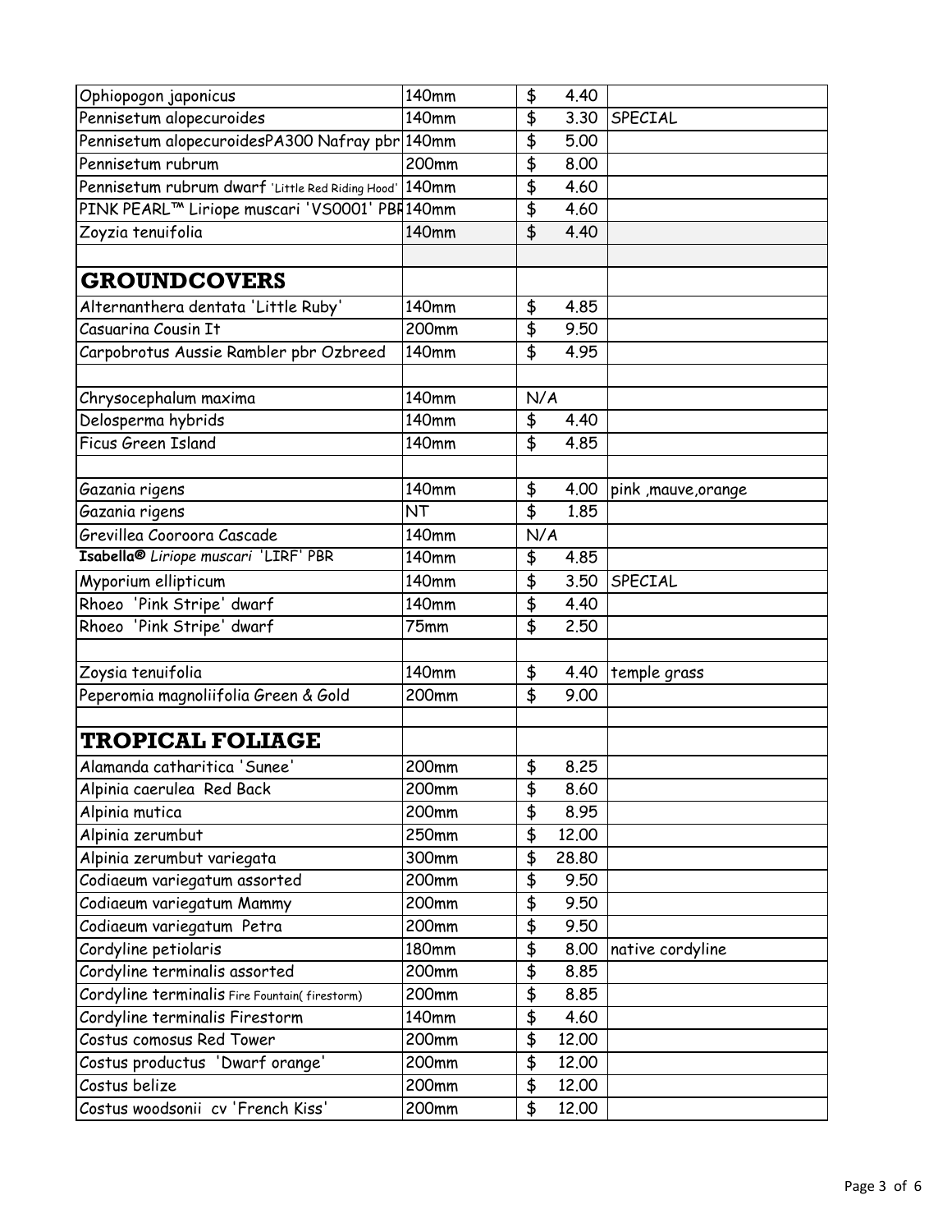| | | | |
|---|---|---|---|
| Ophiopogon japonicus | 140mm | $ 4.40 | |
| Pennisetum alopecuroides | 140mm | $ 3.30 | SPECIAL |
| Pennisetum alopecuroidesPA300 Nafray pbr | 140mm | $ 5.00 | |
| Pennisetum rubrum | 200mm | $ 8.00 | |
| Pennisetum rubrum dwarf 'Little Red Riding Hood' | 140mm | $ 4.60 | |
| PINK PEARL™ Liriope muscari 'VS0001' PBR | 140mm | $ 4.60 | |
| Zoyzia tenuifolia | 140mm | $ 4.40 | |
| | | | |
| **GROUNDCOVERS** | | | |
| Alternanthera dentata 'Little Ruby' | 140mm | $ 4.85 | |
| Casuarina Cousin It | 200mm | $ 9.50 | |
| Carpobrotus Aussie Rambler pbr Ozbreed | 140mm | $ 4.95 | |
| | | | |
| Chrysocephalum maxima | 140mm | N/A | |
| Delosperma hybrids | 140mm | $ 4.40 | |
| Ficus Green Island | 140mm | $ 4.85 | |
| | | | |
| Gazania rigens | 140mm | $ 4.00 | pink ,mauve,orange |
| Gazania rigens | NT | $ 1.85 | |
| Grevillea Cooroora Cascade | 140mm | N/A | |
| **Isabella®** *Liriope muscari* 'LIRF' PBR | 140mm | $ 4.85 | |
| Myporium ellipticum | 140mm | $ 3.50 | SPECIAL |
| Rhoeo 'Pink Stripe' dwarf | 140mm | $ 4.40 | |
| Rhoeo 'Pink Stripe' dwarf | 75mm | $ 2.50 | |
| | | | |
| Zoysia tenuifolia | 140mm | $ 4.40 | temple grass |
| Peperomia magnoliifolia Green & Gold | 200mm | $ 9.00 | |
| | | | |
| **TROPICAL FOLIAGE** | | | |
| Alamanda catharitica 'Sunee' | 200mm | $ 8.25 | |
| Alpinia caerulea Red Back | 200mm | $ 8.60 | |
| Alpinia mutica | 200mm | $ 8.95 | |
| Alpinia zerumbut | 250mm | $ 12.00 | |
| Alpinia zerumbut variegata | 300mm | $ 28.80 | |
| Codiaeum variegatum assorted | 200mm | $ 9.50 | |
| Codiaeum variegatum Mammy | 200mm | $ 9.50 | |
| Codiaeum variegatum Petra | 200mm | $ 9.50 | |
| Cordyline petiolaris | 180mm | $ 8.00 | native cordyline |
| Cordyline terminalis assorted | 200mm | $ 8.85 | |
| Cordyline terminalis Fire Fountain( firestorm) | 200mm | $ 8.85 | |
| Cordyline terminalis Firestorm | 140mm | $ 4.60 | |
| Costus comosus Red Tower | 200mm | $ 12.00 | |
| Costus productus 'Dwarf orange' | 200mm | $ 12.00 | |
| Costus belize | 200mm | $ 12.00 | |
| Costus woodsonii cv 'French Kiss' | 200mm | $ 12.00 | |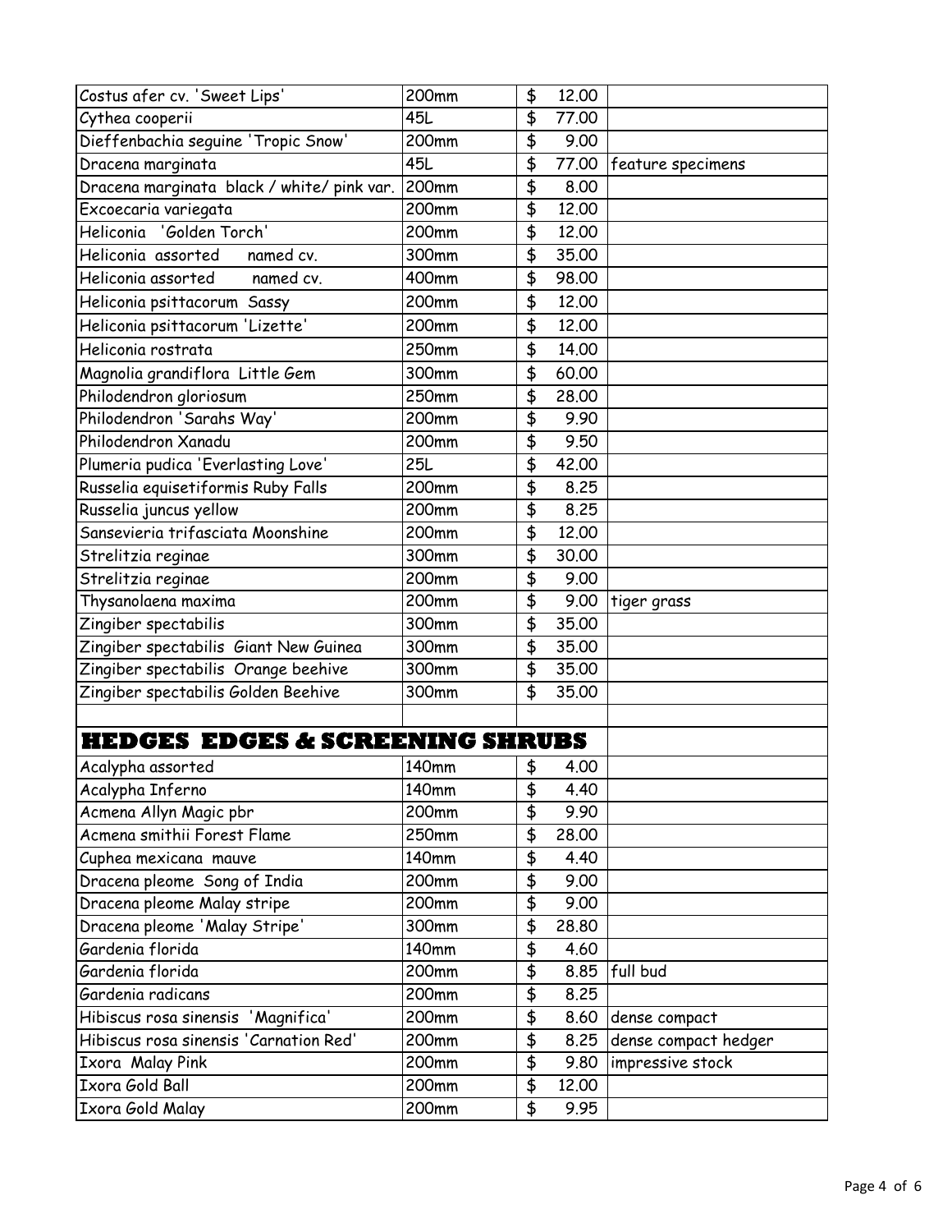| | | | |
|---|---|---|---|
| Costus afer cv. 'Sweet Lips' | 200mm | $ 12.00 | |
| Cythea cooperii | 45L | $ 77.00 | |
| Dieffenbachia seguine 'Tropic Snow' | 200mm | $ 9.00 | |
| Dracena marginata | 45L | $ 77.00 | feature specimens |
| Dracena marginata black / white/ pink var. | 200mm | $ 8.00 | |
| Excoecaria variegata | 200mm | $ 12.00 | |
| Heliconia 'Golden Torch' | 200mm | $ 12.00 | |
| Heliconia assorted named cv. | 300mm | $ 35.00 | |
| Heliconia assorted named cv. | 400mm | $ 98.00 | |
| Heliconia psittacorum Sassy | 200mm | $ 12.00 | |
| Heliconia psittacorum 'Lizette' | 200mm | $ 12.00 | |
| Heliconia rostrata | 250mm | $ 14.00 | |
| Magnolia grandiflora Little Gem | 300mm | $ 60.00 | |
| Philodendron gloriosum | 250mm | $ 28.00 | |
| Philodendron 'Sarahs Way' | 200mm | $ 9.90 | |
| Philodendron Xanadu | 200mm | $ 9.50 | |
| Plumeria pudica 'Everlasting Love' | 25L | $ 42.00 | |
| Russelia equisetiformis Ruby Falls | 200mm | $ 8.25 | |
| Russelia juncus yellow | 200mm | $ 8.25 | |
| Sansevieria trifasciata Moonshine | 200mm | $ 12.00 | |
| Strelitzia reginae | 300mm | $ 30.00 | |
| Strelitzia reginae | 200mm | $ 9.00 | |
| Thysanolaena maxima | 200mm | $ 9.00 | tiger grass |
| Zingiber spectabilis | 300mm | $ 35.00 | |
| Zingiber spectabilis Giant New Guinea | 300mm | $ 35.00 | |
| Zingiber spectabilis Orange beehive | 300mm | $ 35.00 | |
| Zingiber spectabilis Golden Beehive | 300mm | $ 35.00 | |
| | | | |
| **HEDGES EDGES & SCREENING SHRUBS** | | | |
| Acalypha assorted | 140mm | $ 4.00 | |
| Acalypha Inferno | 140mm | $ 4.40 | |
| Acmena Allyn Magic pbr | 200mm | $ 9.90 | |
| Acmena smithii Forest Flame | 250mm | $ 28.00 | |
| Cuphea mexicana mauve | 140mm | $ 4.40 | |
| Dracena pleome Song of India | 200mm | $ 9.00 | |
| Dracena pleome Malay stripe | 200mm | $ 9.00 | |
| Dracena pleome 'Malay Stripe' | 300mm | $ 28.80 | |
| Gardenia florida | 140mm | $ 4.60 | |
| Gardenia florida | 200mm | $ 8.85 | full bud |
| Gardenia radicans | 200mm | $ 8.25 | |
| Hibiscus rosa sinensis 'Magnifica' | 200mm | $ 8.60 | dense compact |
| Hibiscus rosa sinensis 'Carnation Red' | 200mm | $ 8.25 | dense compact hedger |
| Ixora Malay Pink | 200mm | $ 9.80 | impressive stock |
| Ixora Gold Ball | 200mm | $ 12.00 | |
| Ixora Gold Malay | 200mm | $ 9.95 | |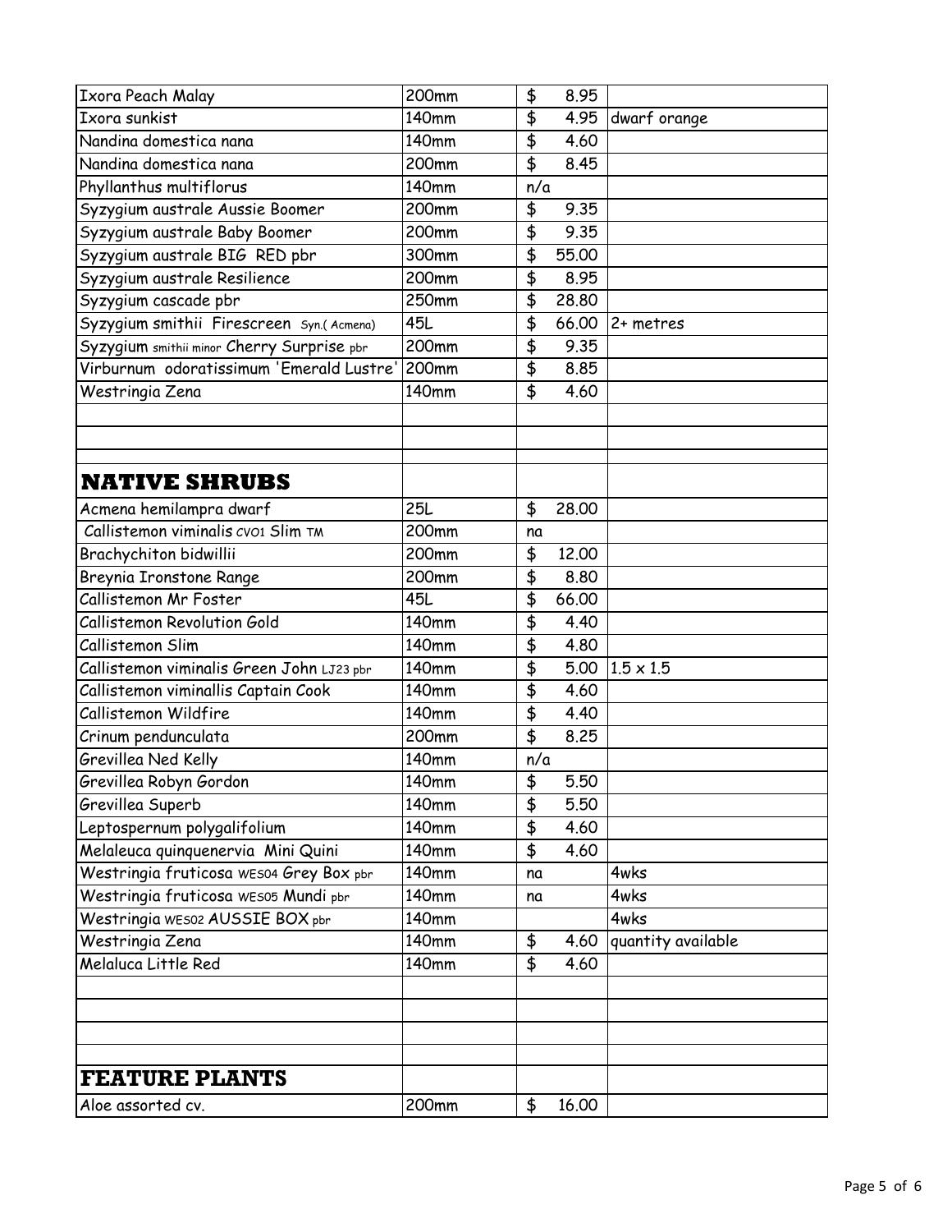| | | | |
|---|---|---|---|
| Ixora Peach Malay | 200mm | $ 8.95 | |
| Ixora sunkist | 140mm | $ 4.95 | dwarf orange |
| Nandina domestica nana | 140mm | $ 4.60 | |
| Nandina domestica nana | 200mm | $ 8.45 | |
| Phyllanthus multiflorus | 140mm | n/a | |
| Syzygium australe Aussie Boomer | 200mm | $ 9.35 | |
| Syzygium australe Baby Boomer | 200mm | $ 9.35 | |
| Syzygium australe BIG RED pbr | 300mm | $ 55.00 | |
| Syzygium australe Resilience | 200mm | $ 8.95 | |
| Syzygium cascade pbr | 250mm | $ 28.80 | |
| Syzygium smithii Firescreen Syn.( Acmena) | 45L | $ 66.00 | 2+ metres |
| Syzygium smithii minor Cherry Surprise pbr | 200mm | $ 9.35 | |
| Virburnum odoratissimum 'Emerald Lustre' | 200mm | $ 8.85 | |
| Westringia Zena | 140mm | $ 4.60 | |
| | | | |
| | | | |
| | | | |
| **NATIVE SHRUBS** | | | |
| Acmena hemilampra dwarf | 25L | $ 28.00 | |
| Callistemon viminalis CV01 Slim TM | 200mm | na | |
| Brachychiton bidwillii | 200mm | $ 12.00 | |
| Breynia Ironstone Range | 200mm | $ 8.80 | |
| Callistemon Mr Foster | 45L | $ 66.00 | |
| Callistemon Revolution Gold | 140mm | $ 4.40 | |
| Callistemon Slim | 140mm | $ 4.80 | |
| Callistemon viminalis Green John LJ23 pbr | 140mm | $ 5.00 | 1.5 x 1.5 |
| Callistemon viminallis Captain Cook | 140mm | $ 4.60 | |
| Callistemon Wildfire | 140mm | $ 4.40 | |
| Crinum pendunculata | 200mm | $ 8.25 | |
| Grevillea Ned Kelly | 140mm | n/a | |
| Grevillea Robyn Gordon | 140mm | $ 5.50 | |
| Grevillea Superb | 140mm | $ 5.50 | |
| Leptospernum polygalifolium | 140mm | $ 4.60 | |
| Melaleuca quinquenervia Mini Quini | 140mm | $ 4.60 | |
| Westringia fruticosa WES04 Grey Box pbr | 140mm | na | 4wks |
| Westringia fruticosa WES05 Mundi pbr | 140mm | na | 4wks |
| Westringia WES02 AUSSIE BOX pbr | 140mm | | 4wks |
| Westringia Zena | 140mm | $ 4.60 | quantity available |
| Melaluca Little Red | 140mm | $ 4.60 | |
| | | | |
| | | | |
| | | | |
| | | | |
| **FEATURE PLANTS** | | | |
| Aloe assorted cv. | 200mm | $ 16.00 | |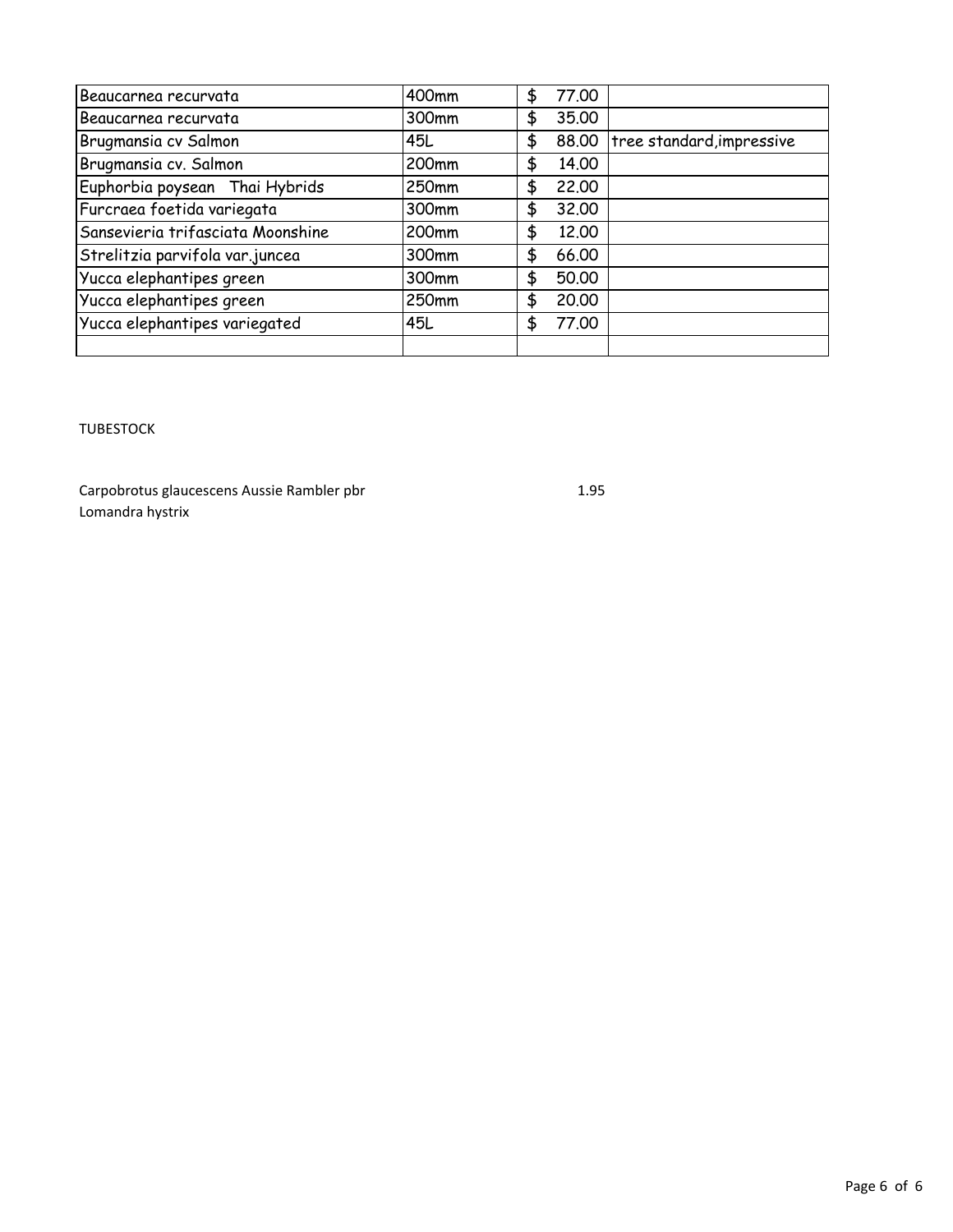| | | | |
|---|---|---|---|
| Beaucarnea recurvata | 400mm | $ 77.00 | |
| Beaucarnea recurvata | 300mm | $ 35.00 | |
| Brugmansia cv Salmon | 45L | $ 88.00 | tree standard,impressive |
| Brugmansia cv. Salmon | 200mm | $ 14.00 | |
| Euphorbia poysean Thai Hybrids | 250mm | $ 22.00 | |
| Furcraea foetida variegata | 300mm | $ 32.00 | |
| Sansevieria trifasciata Moonshine | 200mm | $ 12.00 | |
| Strelitzia parvifola var.juncea | 300mm | $ 66.00 | |
| Yucca elephantipes green | 300mm | $ 50.00 | |
| Yucca elephantipes green | 250mm | $ 20.00 | |
| Yucca elephantipes variegated | 45L | $ 77.00 | |
| | | | |

TUBESTOCK

Carpobrotus glaucescens Aussie Rambler pbr 1.95

Lomandra hystrix